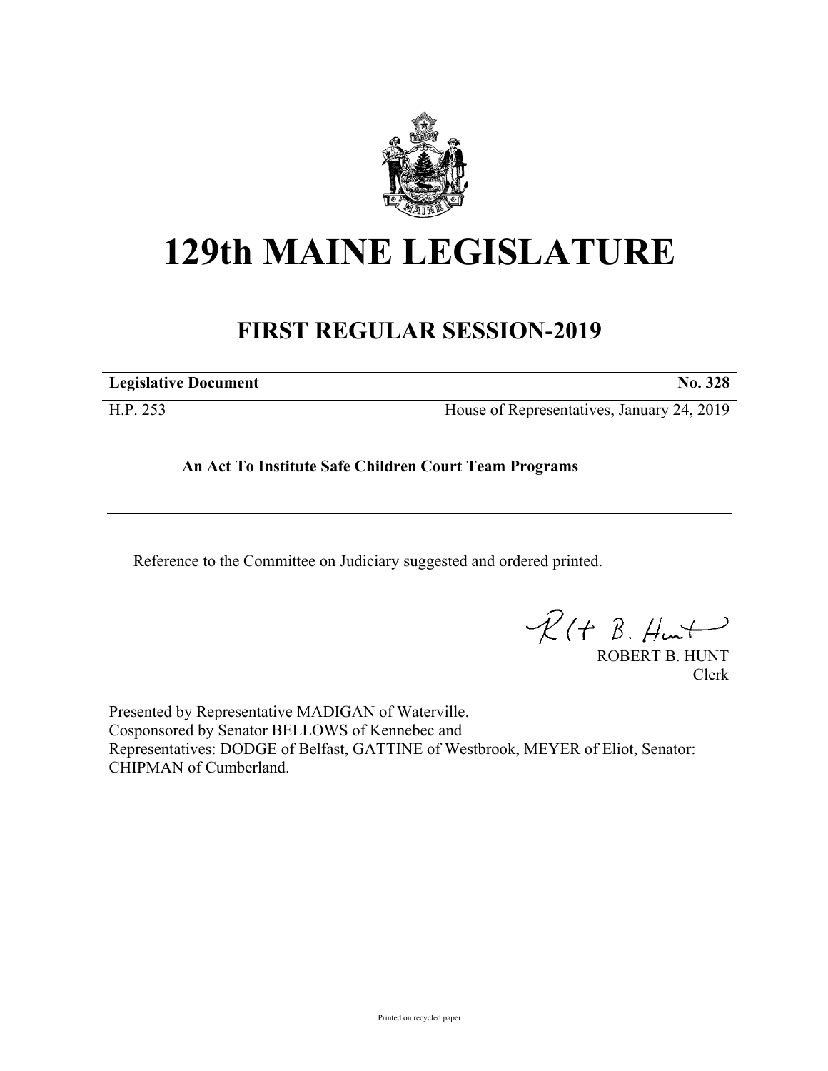# 129th MAINE LEGISLATURE

## FIRST REGULAR SESSION-2019

| **Legislative Document** | **No. 328** |
| --- | --- |
| H.P. 253 | House of Representatives, January 24, 2019 |

**An Act To Institute Safe Children Court Team Programs**

---

Reference to the Committee on Judiciary suggested and ordered printed.

ROBERT B. HUNT
Clerk

Presented by Representative MADIGAN of Waterville.
Cosponsored by Senator BELLOWS of Kennebec and
Representatives: DODGE of Belfast, GATTINE of Westbrook, MEYER of Eliot, Senator: CHIPMAN of Cumberland.

Printed on recycled paper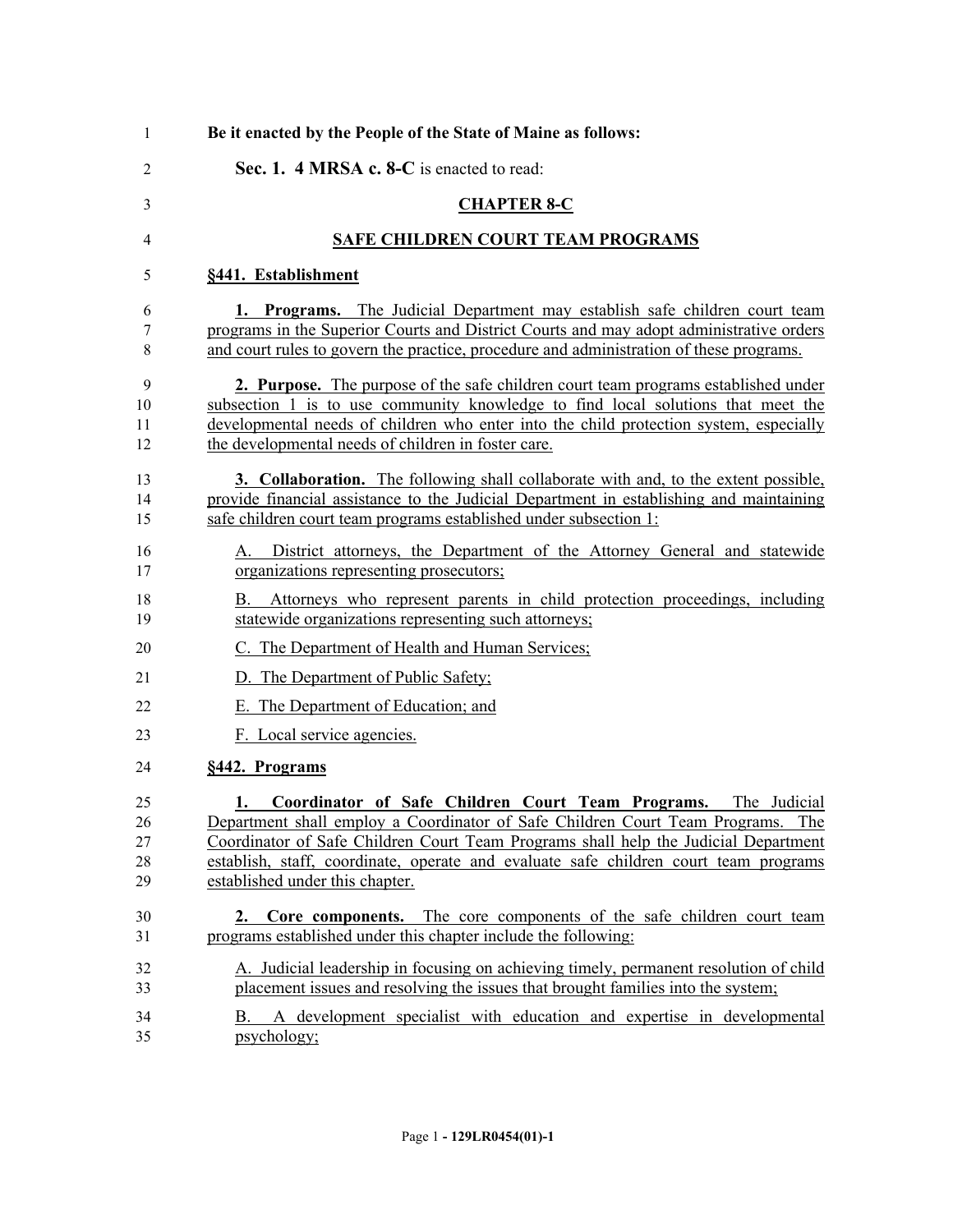**Be it enacted by the People of the State of Maine as follows:**

**Sec. 1. 4 MRSA c. 8-C** is enacted to read:

## CHAPTER 8-C

## SAFE CHILDREN COURT TEAM PROGRAMS

### §441. Establishment

**1. Programs.** The Judicial Department may establish safe children court team programs in the Superior Courts and District Courts and may adopt administrative orders and court rules to govern the practice, procedure and administration of these programs.

**2. Purpose.** The purpose of the safe children court team programs established under subsection 1 is to use community knowledge to find local solutions that meet the developmental needs of children who enter into the child protection system, especially the developmental needs of children in foster care.

**3. Collaboration.** The following shall collaborate with and, to the extent possible, provide financial assistance to the Judicial Department in establishing and maintaining safe children court team programs established under subsection 1:

A. District attorneys, the Department of the Attorney General and statewide organizations representing prosecutors;

B. Attorneys who represent parents in child protection proceedings, including statewide organizations representing such attorneys;

C. The Department of Health and Human Services;

D. The Department of Public Safety;

E. The Department of Education; and

F. Local service agencies.

### §442. Programs

**1. Coordinator of Safe Children Court Team Programs.** The Judicial Department shall employ a Coordinator of Safe Children Court Team Programs. The Coordinator of Safe Children Court Team Programs shall help the Judicial Department establish, staff, coordinate, operate and evaluate safe children court team programs established under this chapter.

**2. Core components.** The core components of the safe children court team programs established under this chapter include the following:

A. Judicial leadership in focusing on achieving timely, permanent resolution of child placement issues and resolving the issues that brought families into the system;

B. A development specialist with education and expertise in developmental psychology;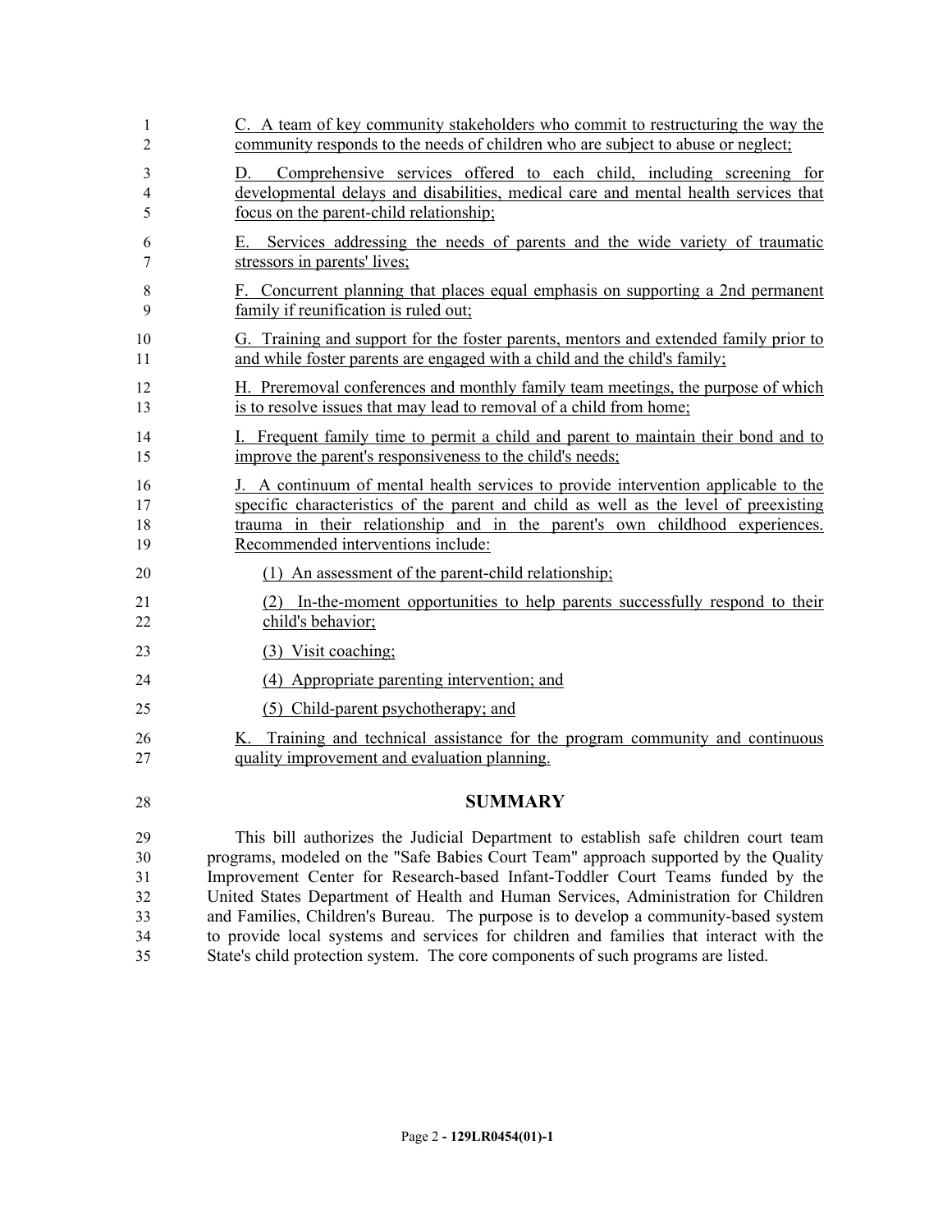C. A team of key community stakeholders who commit to restructuring the way the community responds to the needs of children who are subject to abuse or neglect;

D. Comprehensive services offered to each child, including screening for developmental delays and disabilities, medical care and mental health services that focus on the parent-child relationship;

E. Services addressing the needs of parents and the wide variety of traumatic stressors in parents' lives;

F. Concurrent planning that places equal emphasis on supporting a 2nd permanent family if reunification is ruled out;

G. Training and support for the foster parents, mentors and extended family prior to and while foster parents are engaged with a child and the child's family;

H. Preremoval conferences and monthly family team meetings, the purpose of which is to resolve issues that may lead to removal of a child from home;

I. Frequent family time to permit a child and parent to maintain their bond and to improve the parent's responsiveness to the child's needs;

J. A continuum of mental health services to provide intervention applicable to the specific characteristics of the parent and child as well as the level of preexisting trauma in their relationship and in the parent's own childhood experiences. Recommended interventions include:

(1) An assessment of the parent-child relationship;

(2) In-the-moment opportunities to help parents successfully respond to their child's behavior;

(3) Visit coaching;

(4) Appropriate parenting intervention; and

(5) Child-parent psychotherapy; and

K. Training and technical assistance for the program community and continuous quality improvement and evaluation planning.

## SUMMARY

This bill authorizes the Judicial Department to establish safe children court team programs, modeled on the "Safe Babies Court Team" approach supported by the Quality Improvement Center for Research-based Infant-Toddler Court Teams funded by the United States Department of Health and Human Services, Administration for Children and Families, Children's Bureau. The purpose is to develop a community-based system to provide local systems and services for children and families that interact with the State's child protection system. The core components of such programs are listed.